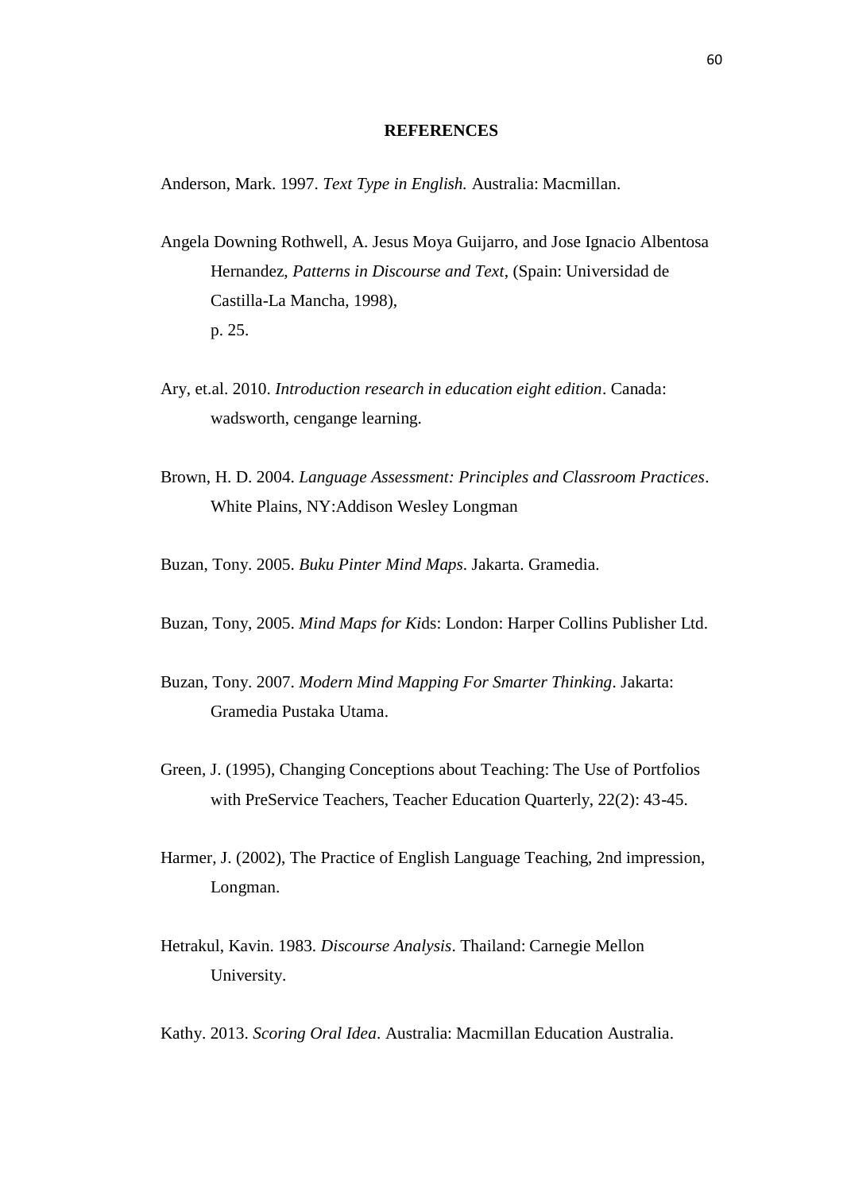# REFERENCES

Anderson, Mark. 1997. *Text Type in English.* Australia: Macmillan.

Angela Downing Rothwell, A. Jesus Moya Guijarro, and Jose Ignacio Albentosa Hernandez, *Patterns in Discourse and Text*, (Spain: Universidad de Castilla-La Mancha, 1998), p. 25.

Ary, et.al. 2010. *Introduction research in education eight edition*. Canada: wadsworth, cengange learning.

Brown, H. D. 2004. *Language Assessment: Principles and Classroom Practices*. White Plains, NY:Addison Wesley Longman

Buzan, Tony. 2005. *Buku Pinter Mind Maps*. Jakarta. Gramedia.

Buzan, Tony, 2005. *Mind Maps for Ki*ds: London: Harper Collins Publisher Ltd.

Buzan, Tony. 2007. *Modern Mind Mapping For Smarter Thinking*. Jakarta: Gramedia Pustaka Utama.

Green, J. (1995), Changing Conceptions about Teaching: The Use of Portfolios with PreService Teachers, Teacher Education Quarterly, 22(2): 43-45.

Harmer, J. (2002), The Practice of English Language Teaching, 2nd impression, Longman.

Hetrakul, Kavin. 1983. *Discourse Analysis*. Thailand: Carnegie Mellon University.

Kathy. 2013. *Scoring Oral Idea*. Australia: Macmillan Education Australia.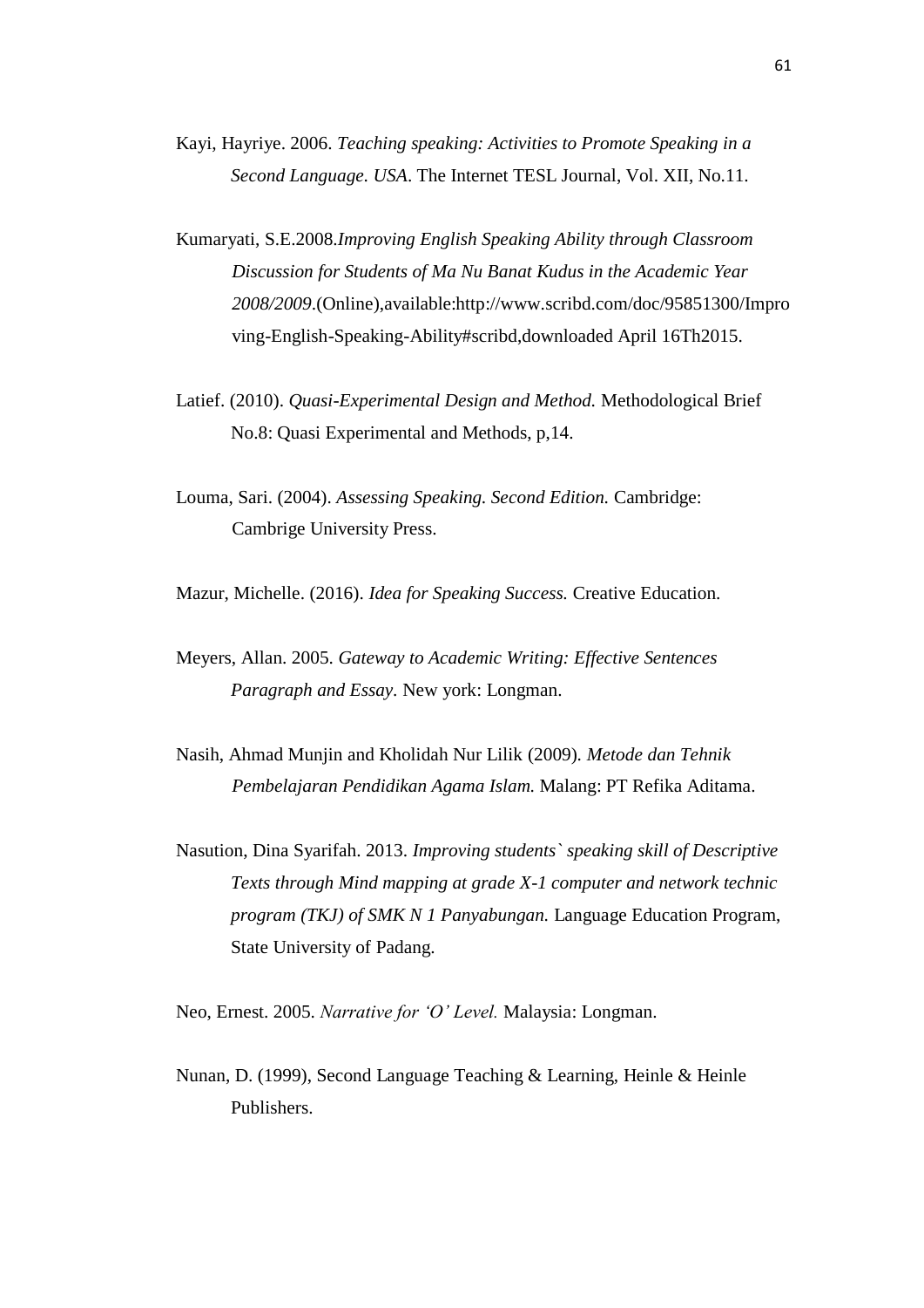Kayi, Hayriye. 2006. *Teaching speaking: Activities to Promote Speaking in a Second Language. USA*. The Internet TESL Journal, Vol. XII, No.11.

Kumaryati, S.E.2008.*Improving English Speaking Ability through Classroom Discussion for Students of Ma Nu Banat Kudus in the Academic Year 2008/2009*.(Online),available:http://www.scribd.com/doc/95851300/Improving-English-Speaking-Ability#scribd,downloaded April 16Th2015.

Latief. (2010). *Quasi-Experimental Design and Method.* Methodological Brief No.8: Quasi Experimental and Methods, p,14.

Louma, Sari. (2004). *Assessing Speaking. Second Edition.* Cambridge: Cambrige University Press.

Mazur, Michelle. (2016). *Idea for Speaking Success.* Creative Education.

Meyers, Allan. 2005. *Gateway to Academic Writing: Effective Sentences Paragraph and Essay*. New york: Longman.

Nasih, Ahmad Munjin and Kholidah Nur Lilik (2009). *Metode dan Tehnik Pembelajaran Pendidikan Agama Islam.* Malang: PT Refika Aditama.

Nasution, Dina Syarifah. 2013. *Improving students` speaking skill of Descriptive Texts through Mind mapping at grade X-1 computer and network technic program (TKJ) of SMK N 1 Panyabungan.* Language Education Program, State University of Padang.

Neo, Ernest. 2005. *Narrative for 'O' Level.* Malaysia: Longman.

Nunan, D. (1999), Second Language Teaching & Learning, Heinle & Heinle Publishers.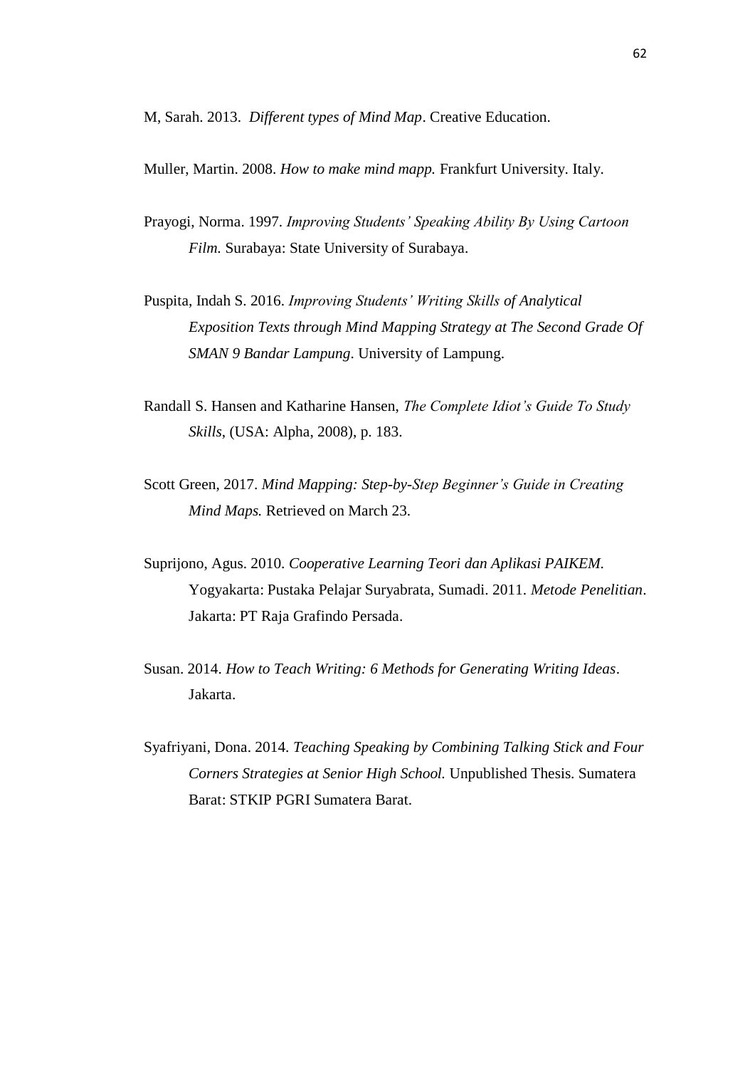M, Sarah. 2013. *Different types of Mind Map*. Creative Education.

Muller, Martin. 2008. *How to make mind mapp.* Frankfurt University. Italy.

Prayogi, Norma. 1997. *Improving Students' Speaking Ability By Using Cartoon Film.* Surabaya: State University of Surabaya.

Puspita, Indah S. 2016. *Improving Students' Writing Skills of Analytical Exposition Texts through Mind Mapping Strategy at The Second Grade Of SMAN 9 Bandar Lampung*. University of Lampung.

Randall S. Hansen and Katharine Hansen, *The Complete Idiot's Guide To Study Skills*, (USA: Alpha, 2008), p. 183.

Scott Green, 2017. *Mind Mapping: Step-by-Step Beginner's Guide in Creating Mind Maps.* Retrieved on March 23.

Suprijono, Agus. 2010. *Cooperative Learning Teori dan Aplikasi PAIKEM*. Yogyakarta: Pustaka Pelajar Suryabrata, Sumadi. 2011. *Metode Penelitian*. Jakarta: PT Raja Grafindo Persada.

Susan. 2014. *How to Teach Writing: 6 Methods for Generating Writing Ideas*. Jakarta.

Syafriyani, Dona. 2014. *Teaching Speaking by Combining Talking Stick and Four Corners Strategies at Senior High School.* Unpublished Thesis. Sumatera Barat: STKIP PGRI Sumatera Barat.